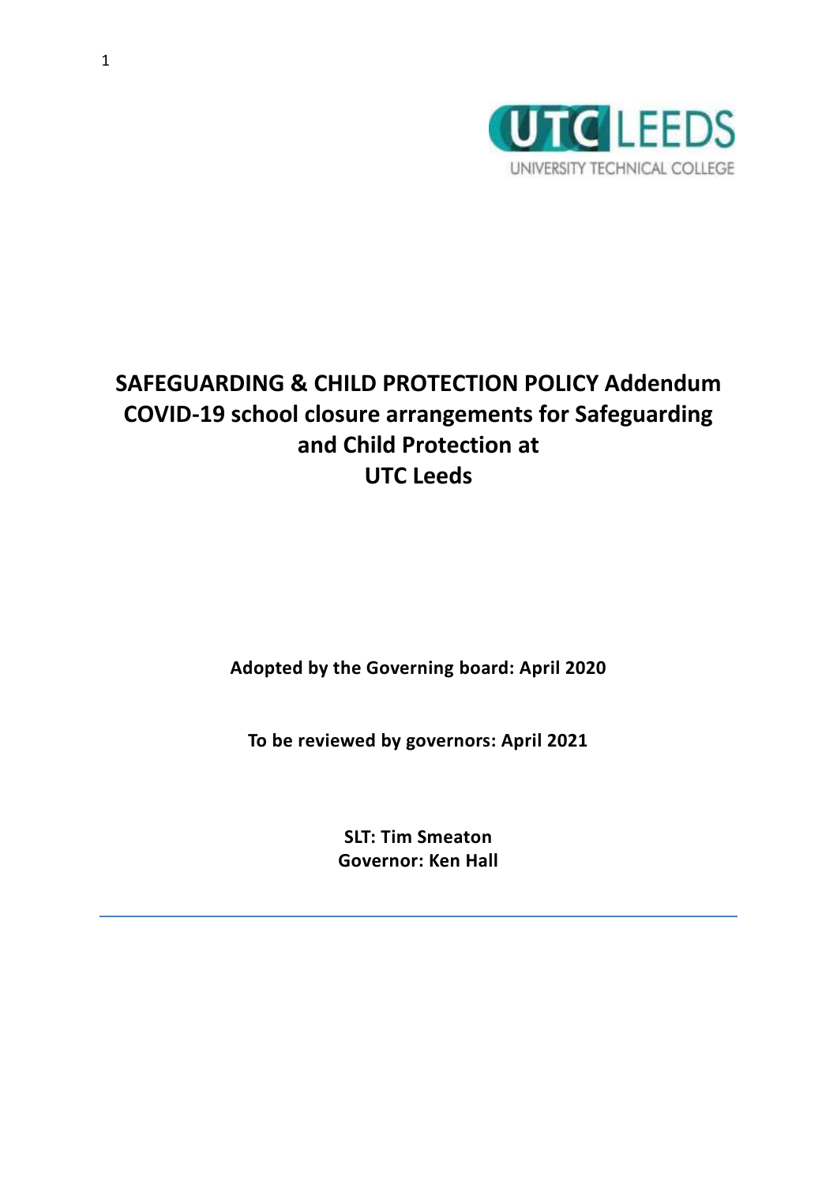# SAFEGUARDING & CHILD PROTECTION POLICY Addendum COVID-19 school closure arrangements for Safeguarding and Child Protection at UTC Leeds

**Adopted by the Governing board: April 2020**

**To be reviewed by governors: April 2021**

**SLT: Tim Smeaton**
**Governor: Ken Hall**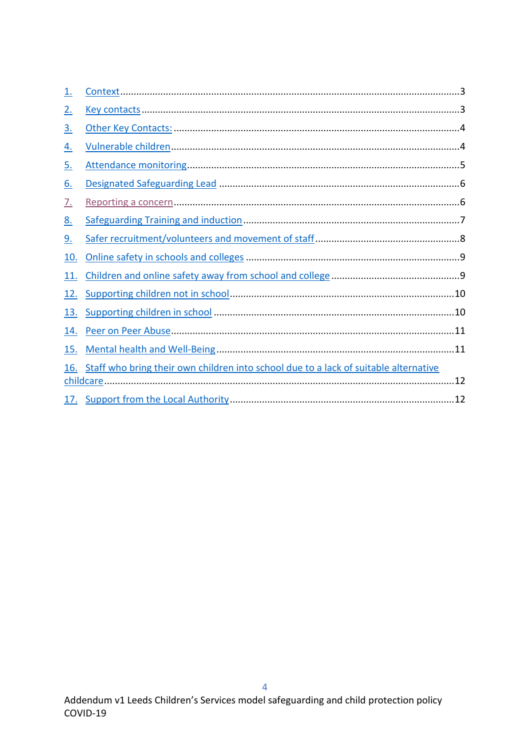1. Context ..................................................................................................................3
2. Key contacts ............................................................................................................3
3. Other Key Contacts: .................................................................................................4
4. Vulnerable children ..................................................................................................4
5. Attendance monitoring ............................................................................................5
6. Designated Safeguarding Lead ..................................................................................6
7. Reporting a concern .................................................................................................6
8. Safeguarding Training and induction ........................................................................7
9. Safer recruitment/volunteers and movement of staff ...............................................8
10. Online safety in schools and colleges .......................................................................9
11. Children and online safety away from school and college ........................................9
12. Supporting children not in school ..........................................................................10
13. Supporting children in school ................................................................................10
14. Peer on Peer Abuse ...............................................................................................11
15. Mental health and Well-Being ...............................................................................11
16. Staff who bring their own children into school due to a lack of suitable alternative childcare ...................................................................................................................12
17. Support from the Local Authority ..........................................................................12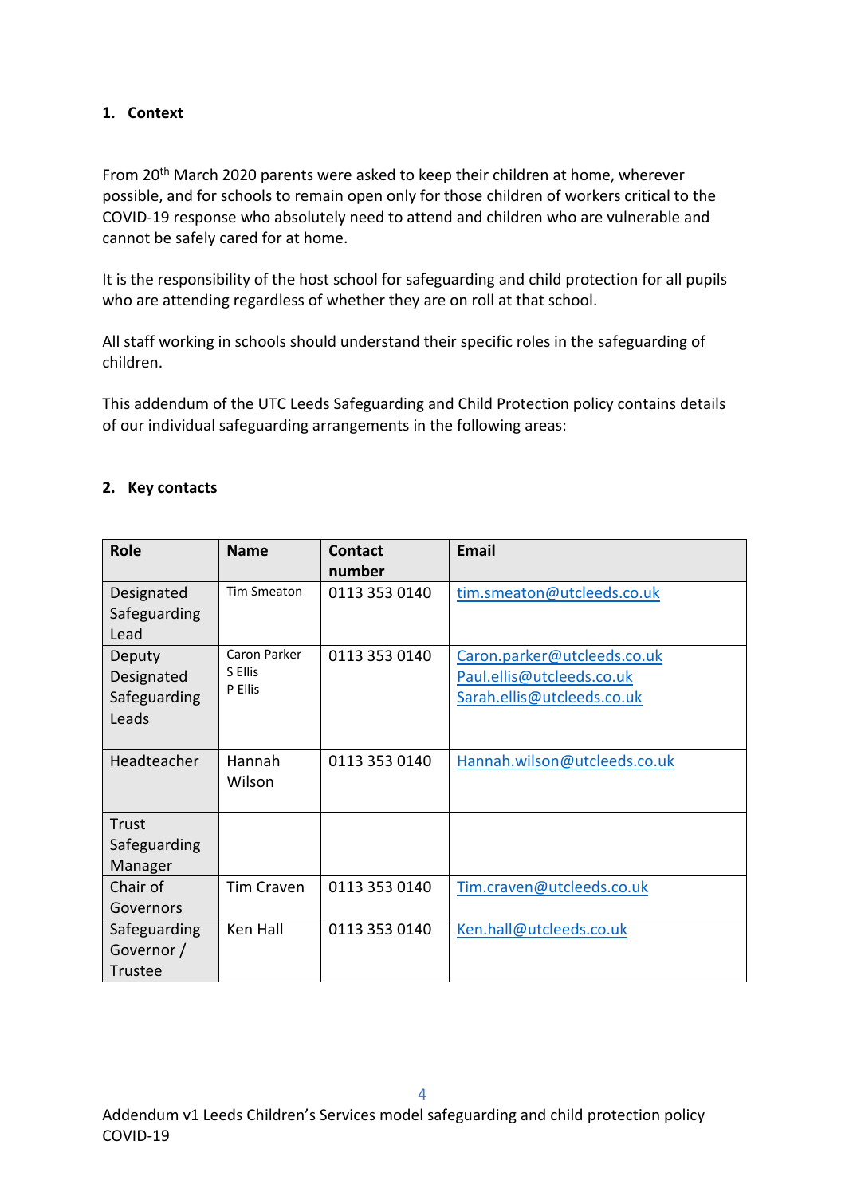## 1. Context

From 20th March 2020 parents were asked to keep their children at home, wherever possible, and for schools to remain open only for those children of workers critical to the COVID-19 response who absolutely need to attend and children who are vulnerable and cannot be safely cared for at home.

It is the responsibility of the host school for safeguarding and child protection for all pupils who are attending regardless of whether they are on roll at that school.

All staff working in schools should understand their specific roles in the safeguarding of children.

This addendum of the UTC Leeds Safeguarding and Child Protection policy contains details of our individual safeguarding arrangements in the following areas:

## 2. Key contacts

| Role | Name | Contact number | Email |
|---|---|---|---|
| Designated Safeguarding Lead | Tim Smeaton | 0113 353 0140 | tim.smeaton@utcleeds.co.uk |
| Deputy Designated Safeguarding Leads | Caron Parker<br>S Ellis<br>P Ellis | 0113 353 0140 | Caron.parker@utcleeds.co.uk<br>Paul.ellis@utcleeds.co.uk<br>Sarah.ellis@utcleeds.co.uk |
| Headteacher | Hannah Wilson | 0113 353 0140 | Hannah.wilson@utcleeds.co.uk |
| Trust Safeguarding Manager | | | |
| Chair of Governors | Tim Craven | 0113 353 0140 | Tim.craven@utcleeds.co.uk |
| Safeguarding Governor / Trustee | Ken Hall | 0113 353 0140 | Ken.hall@utcleeds.co.uk |

Addendum v1 Leeds Children's Services model safeguarding and child protection policy COVID-19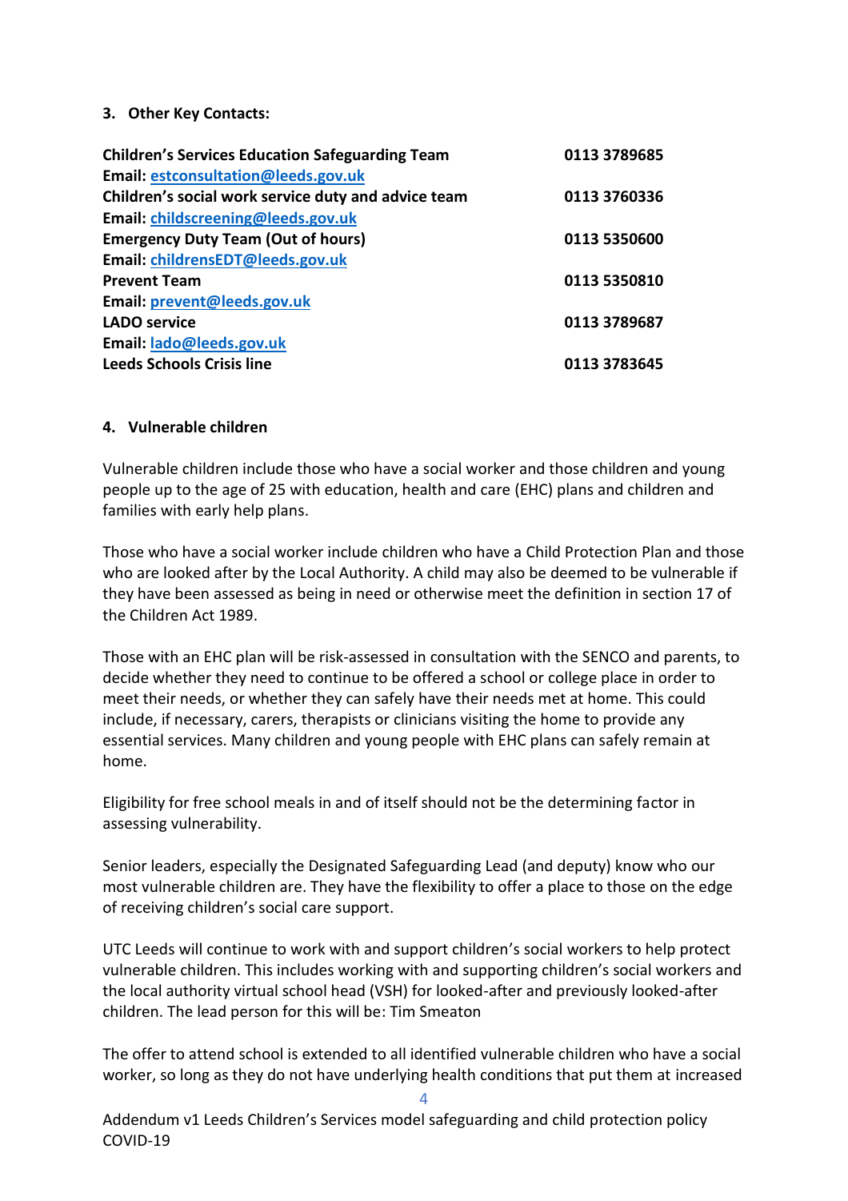## 3. Other Key Contacts:

| | |
|---|---|
| **Children's Services Education Safeguarding Team** | **0113 3789685** |
| **Email: [estconsultation@leeds.gov.uk](mailto:estconsultation@leeds.gov.uk)** | |
| **Children's social work service duty and advice team** | **0113 3760336** |
| **Email: [childscreening@leeds.gov.uk](mailto:childscreening@leeds.gov.uk)** | |
| **Emergency Duty Team (Out of hours)** | **0113 5350600** |
| **Email: [childrensEDT@leeds.gov.uk](mailto:childrensEDT@leeds.gov.uk)** | |
| **Prevent Team** | **0113 5350810** |
| **Email: [prevent@leeds.gov.uk](mailto:prevent@leeds.gov.uk)** | |
| **LADO service** | **0113 3789687** |
| **Email: [lado@leeds.gov.uk](mailto:lado@leeds.gov.uk)** | |
| **Leeds Schools Crisis line** | **0113 3783645** |

## 4. Vulnerable children

Vulnerable children include those who have a social worker and those children and young people up to the age of 25 with education, health and care (EHC) plans and children and families with early help plans.

Those who have a social worker include children who have a Child Protection Plan and those who are looked after by the Local Authority. A child may also be deemed to be vulnerable if they have been assessed as being in need or otherwise meet the definition in section 17 of the Children Act 1989.

Those with an EHC plan will be risk-assessed in consultation with the SENCO and parents, to decide whether they need to continue to be offered a school or college place in order to meet their needs, or whether they can safely have their needs met at home. This could include, if necessary, carers, therapists or clinicians visiting the home to provide any essential services. Many children and young people with EHC plans can safely remain at home.

Eligibility for free school meals in and of itself should not be the determining factor in assessing vulnerability.

Senior leaders, especially the Designated Safeguarding Lead (and deputy) know who our most vulnerable children are. They have the flexibility to offer a place to those on the edge of receiving children's social care support.

UTC Leeds will continue to work with and support children's social workers to help protect vulnerable children. This includes working with and supporting children's social workers and the local authority virtual school head (VSH) for looked-after and previously looked-after children. The lead person for this will be: Tim Smeaton

The offer to attend school is extended to all identified vulnerable children who have a social worker, so long as they do not have underlying health conditions that put them at increased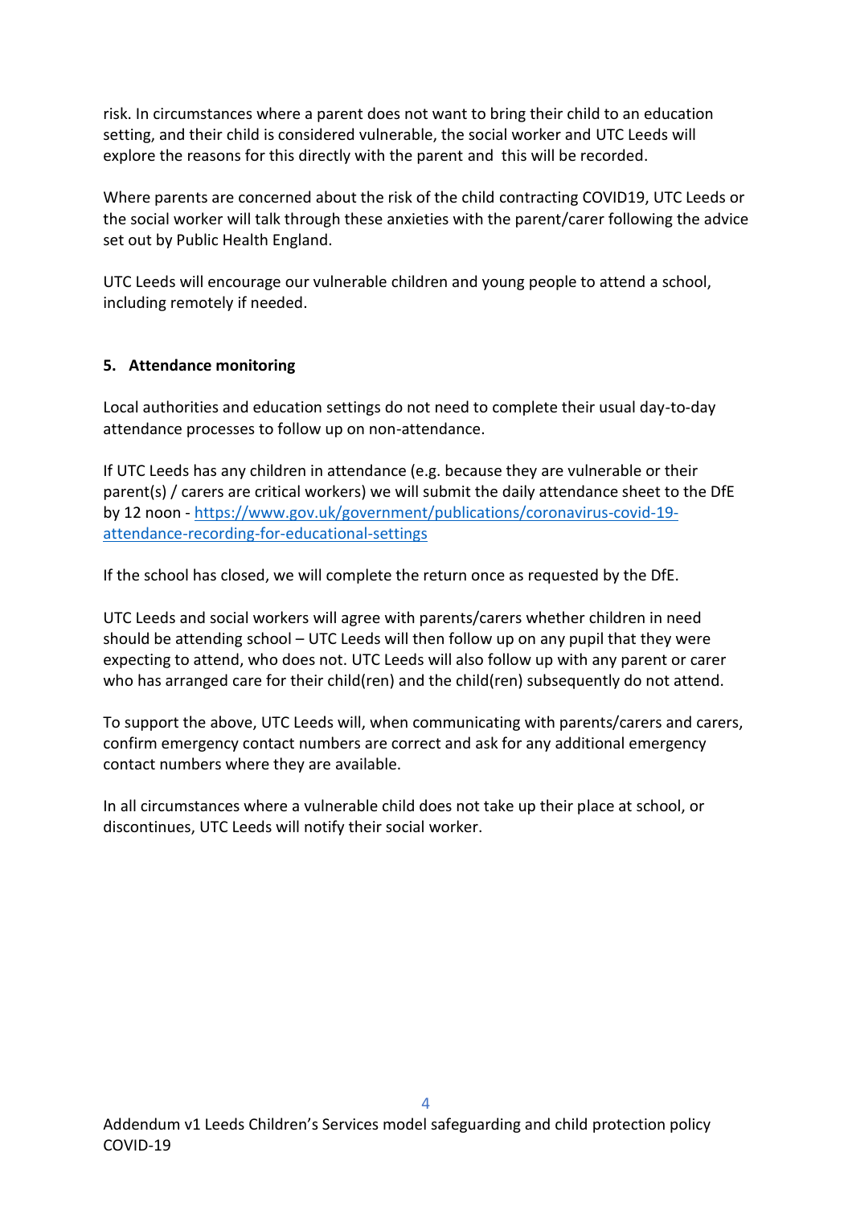risk. In circumstances where a parent does not want to bring their child to an education setting, and their child is considered vulnerable, the social worker and UTC Leeds will explore the reasons for this directly with the parent and this will be recorded.

Where parents are concerned about the risk of the child contracting COVID19, UTC Leeds or the social worker will talk through these anxieties with the parent/carer following the advice set out by Public Health England.

UTC Leeds will encourage our vulnerable children and young people to attend a school, including remotely if needed.

## 5. Attendance monitoring

Local authorities and education settings do not need to complete their usual day-to-day attendance processes to follow up on non-attendance.

If UTC Leeds has any children in attendance (e.g. because they are vulnerable or their parent(s) / carers are critical workers) we will submit the daily attendance sheet to the DfE by 12 noon - [https://www.gov.uk/government/publications/coronavirus-covid-19-attendance-recording-for-educational-settings](https://www.gov.uk/government/publications/coronavirus-covid-19-attendance-recording-for-educational-settings)

If the school has closed, we will complete the return once as requested by the DfE.

UTC Leeds and social workers will agree with parents/carers whether children in need should be attending school – UTC Leeds will then follow up on any pupil that they were expecting to attend, who does not. UTC Leeds will also follow up with any parent or carer who has arranged care for their child(ren) and the child(ren) subsequently do not attend.

To support the above, UTC Leeds will, when communicating with parents/carers and carers, confirm emergency contact numbers are correct and ask for any additional emergency contact numbers where they are available.

In all circumstances where a vulnerable child does not take up their place at school, or discontinues, UTC Leeds will notify their social worker.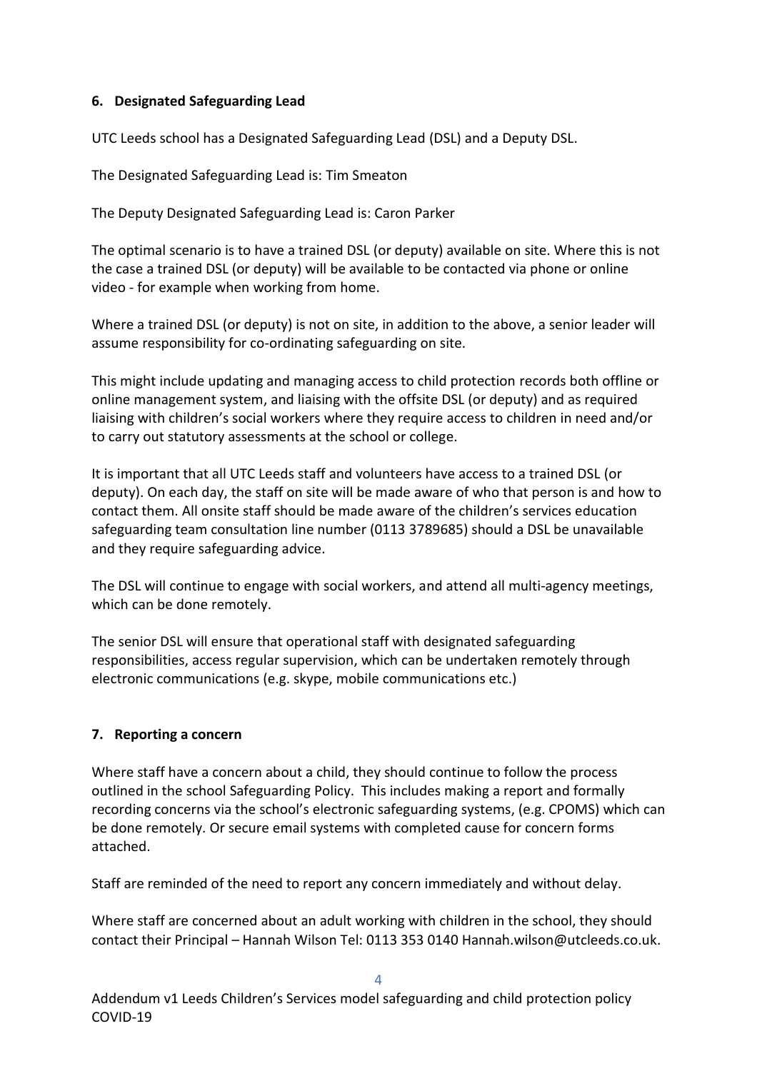## 6. Designated Safeguarding Lead

UTC Leeds school has a Designated Safeguarding Lead (DSL) and a Deputy DSL.

The Designated Safeguarding Lead is: Tim Smeaton

The Deputy Designated Safeguarding Lead is: Caron Parker

The optimal scenario is to have a trained DSL (or deputy) available on site. Where this is not the case a trained DSL (or deputy) will be available to be contacted via phone or online video - for example when working from home.

Where a trained DSL (or deputy) is not on site, in addition to the above, a senior leader will assume responsibility for co-ordinating safeguarding on site.

This might include updating and managing access to child protection records both offline or online management system, and liaising with the offsite DSL (or deputy) and as required liaising with children's social workers where they require access to children in need and/or to carry out statutory assessments at the school or college.

It is important that all UTC Leeds staff and volunteers have access to a trained DSL (or deputy). On each day, the staff on site will be made aware of who that person is and how to contact them. All onsite staff should be made aware of the children's services education safeguarding team consultation line number (0113 3789685) should a DSL be unavailable and they require safeguarding advice.

The DSL will continue to engage with social workers, and attend all multi-agency meetings, which can be done remotely.

The senior DSL will ensure that operational staff with designated safeguarding responsibilities, access regular supervision, which can be undertaken remotely through electronic communications (e.g. skype, mobile communications etc.)

## 7. Reporting a concern

Where staff have a concern about a child, they should continue to follow the process outlined in the school Safeguarding Policy. This includes making a report and formally recording concerns via the school's electronic safeguarding systems, (e.g. CPOMS) which can be done remotely. Or secure email systems with completed cause for concern forms attached.

Staff are reminded of the need to report any concern immediately and without delay.

Where staff are concerned about an adult working with children in the school, they should contact their Principal – Hannah Wilson Tel: 0113 353 0140 Hannah.wilson@utcleeds.co.uk.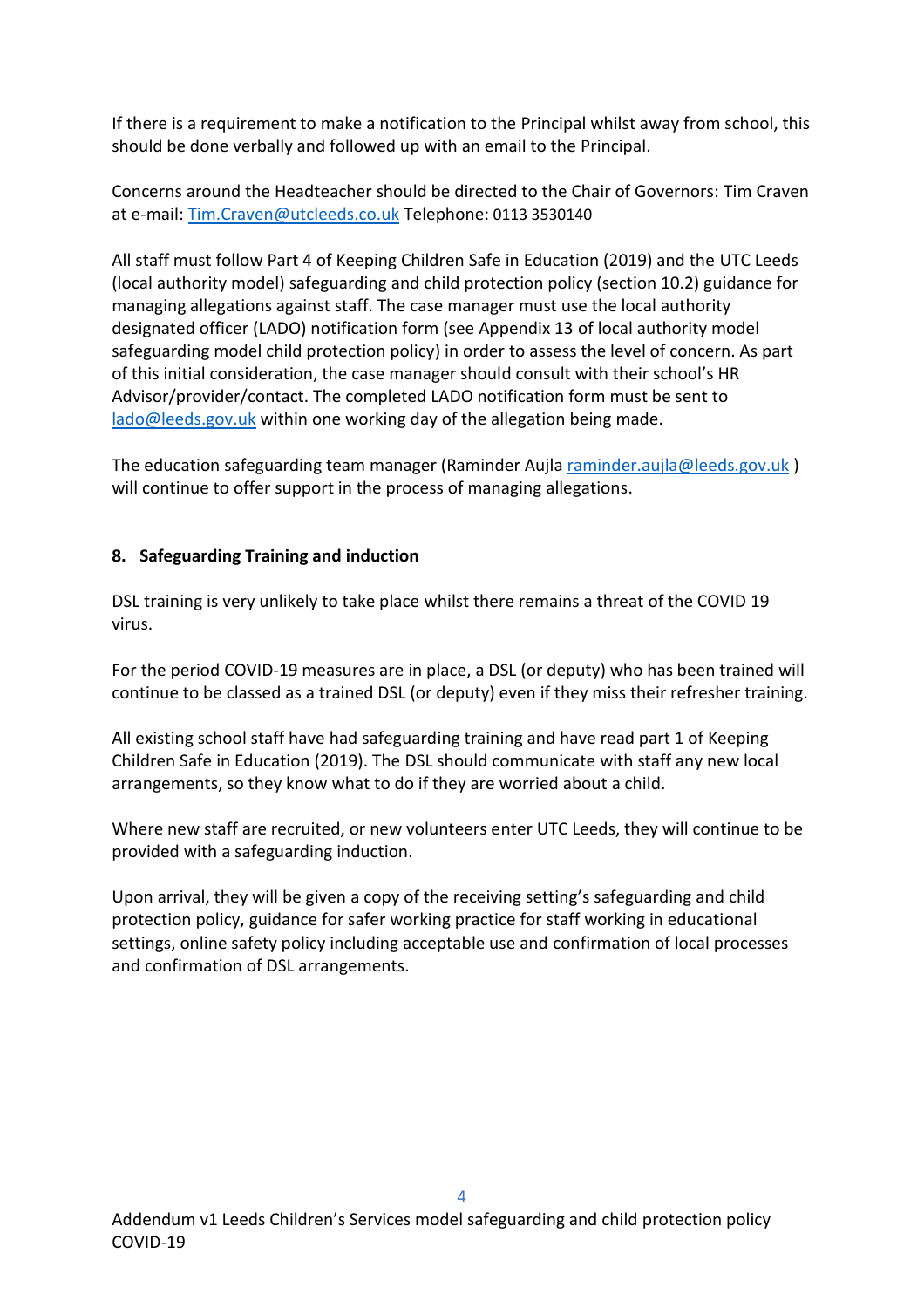If there is a requirement to make a notification to the Principal whilst away from school, this should be done verbally and followed up with an email to the Principal.

Concerns around the Headteacher should be directed to the Chair of Governors: Tim Craven at e-mail: [Tim.Craven@utcleeds.co.uk](mailto:Tim.Craven@utcleeds.co.uk) Telephone: 0113 3530140

All staff must follow Part 4 of Keeping Children Safe in Education (2019) and the UTC Leeds (local authority model) safeguarding and child protection policy (section 10.2) guidance for managing allegations against staff. The case manager must use the local authority designated officer (LADO) notification form (see Appendix 13 of local authority model safeguarding model child protection policy) in order to assess the level of concern. As part of this initial consideration, the case manager should consult with their school's HR Advisor/provider/contact. The completed LADO notification form must be sent to [lado@leeds.gov.uk](mailto:lado@leeds.gov.uk) within one working day of the allegation being made.

The education safeguarding team manager (Raminder Aujla [raminder.aujla@leeds.gov.uk](mailto:raminder.aujla@leeds.gov.uk) ) will continue to offer support in the process of managing allegations.

## 8. Safeguarding Training and induction

DSL training is very unlikely to take place whilst there remains a threat of the COVID 19 virus.

For the period COVID-19 measures are in place, a DSL (or deputy) who has been trained will continue to be classed as a trained DSL (or deputy) even if they miss their refresher training.

All existing school staff have had safeguarding training and have read part 1 of Keeping Children Safe in Education (2019). The DSL should communicate with staff any new local arrangements, so they know what to do if they are worried about a child.

Where new staff are recruited, or new volunteers enter UTC Leeds, they will continue to be provided with a safeguarding induction.

Upon arrival, they will be given a copy of the receiving setting's safeguarding and child protection policy, guidance for safer working practice for staff working in educational settings, online safety policy including acceptable use and confirmation of local processes and confirmation of DSL arrangements.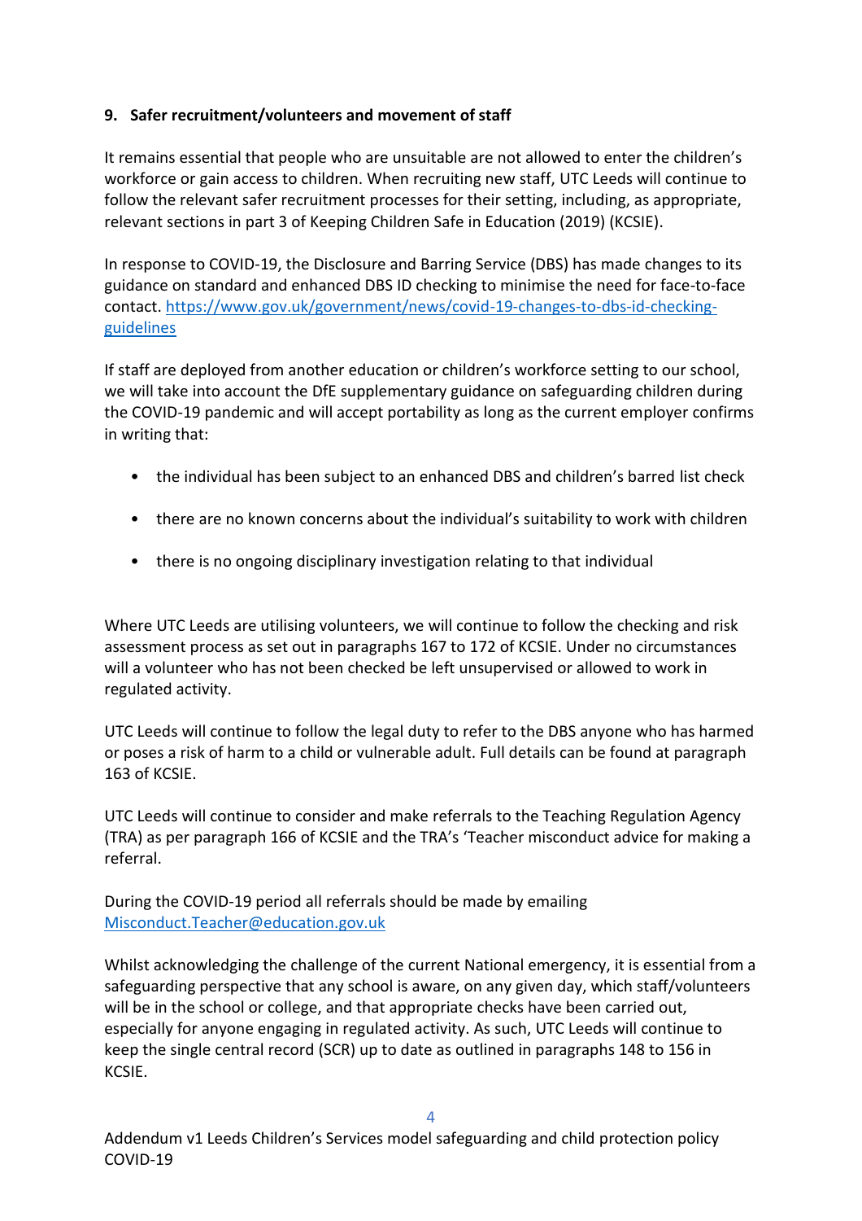## 9. Safer recruitment/volunteers and movement of staff

It remains essential that people who are unsuitable are not allowed to enter the children's workforce or gain access to children. When recruiting new staff, UTC Leeds will continue to follow the relevant safer recruitment processes for their setting, including, as appropriate, relevant sections in part 3 of Keeping Children Safe in Education (2019) (KCSIE).

In response to COVID-19, the Disclosure and Barring Service (DBS) has made changes to its guidance on standard and enhanced DBS ID checking to minimise the need for face-to-face contact. https://www.gov.uk/government/news/covid-19-changes-to-dbs-id-checking-guidelines

If staff are deployed from another education or children's workforce setting to our school, we will take into account the DfE supplementary guidance on safeguarding children during the COVID-19 pandemic and will accept portability as long as the current employer confirms in writing that:

- the individual has been subject to an enhanced DBS and children's barred list check
- there are no known concerns about the individual's suitability to work with children
- there is no ongoing disciplinary investigation relating to that individual

Where UTC Leeds are utilising volunteers, we will continue to follow the checking and risk assessment process as set out in paragraphs 167 to 172 of KCSIE. Under no circumstances will a volunteer who has not been checked be left unsupervised or allowed to work in regulated activity.

UTC Leeds will continue to follow the legal duty to refer to the DBS anyone who has harmed or poses a risk of harm to a child or vulnerable adult. Full details can be found at paragraph 163 of KCSIE.

UTC Leeds will continue to consider and make referrals to the Teaching Regulation Agency (TRA) as per paragraph 166 of KCSIE and the TRA's 'Teacher misconduct advice for making a referral.

During the COVID-19 period all referrals should be made by emailing Misconduct.Teacher@education.gov.uk

Whilst acknowledging the challenge of the current National emergency, it is essential from a safeguarding perspective that any school is aware, on any given day, which staff/volunteers will be in the school or college, and that appropriate checks have been carried out, especially for anyone engaging in regulated activity. As such, UTC Leeds will continue to keep the single central record (SCR) up to date as outlined in paragraphs 148 to 156 in KCSIE.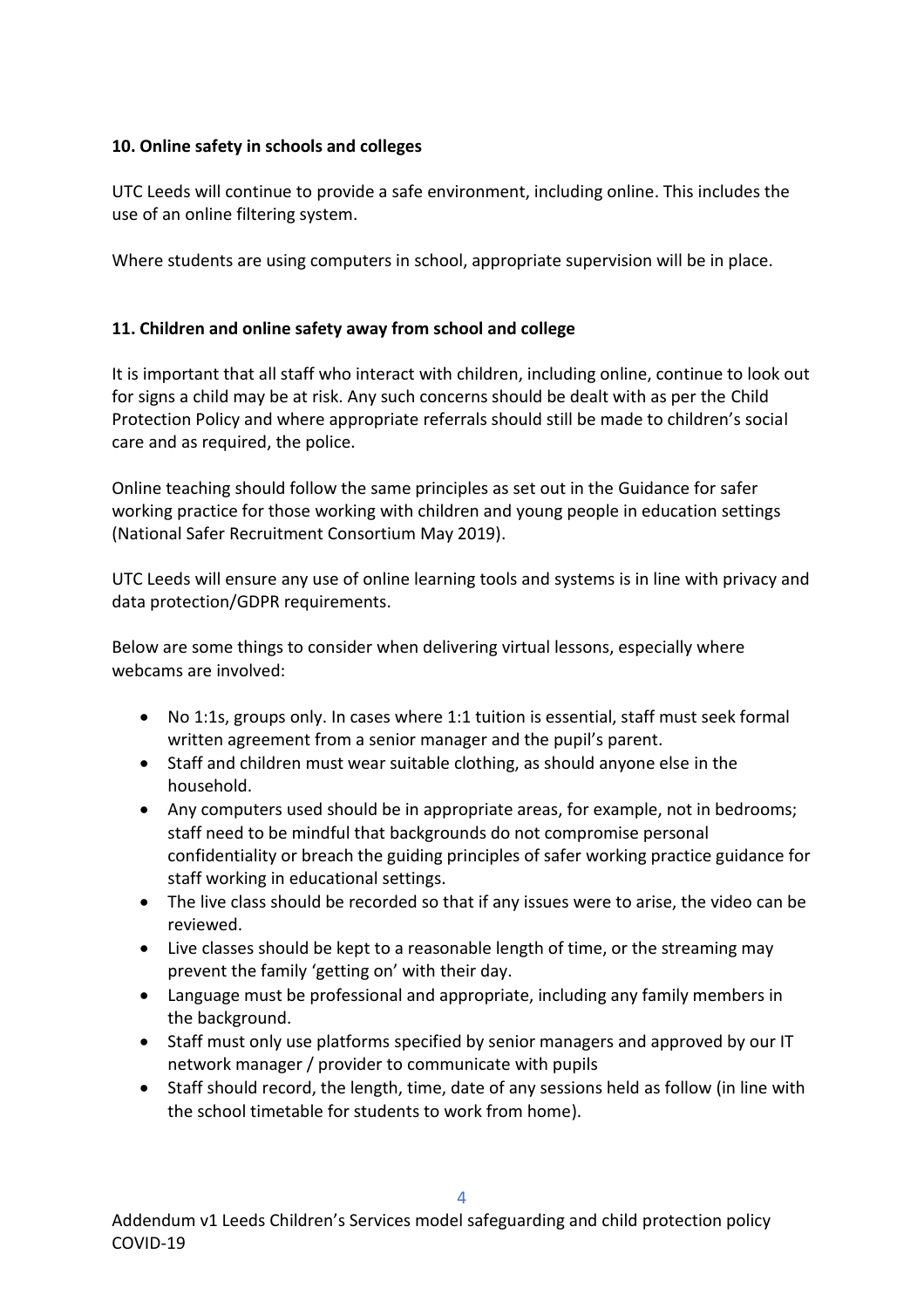**10. Online safety in schools and colleges**

UTC Leeds will continue to provide a safe environment, including online. This includes the use of an online filtering system.

Where students are using computers in school, appropriate supervision will be in place.

**11. Children and online safety away from school and college**

It is important that all staff who interact with children, including online, continue to look out for signs a child may be at risk. Any such concerns should be dealt with as per the Child Protection Policy and where appropriate referrals should still be made to children's social care and as required, the police.

Online teaching should follow the same principles as set out in the Guidance for safer working practice for those working with children and young people in education settings (National Safer Recruitment Consortium May 2019).

UTC Leeds will ensure any use of online learning tools and systems is in line with privacy and data protection/GDPR requirements.

Below are some things to consider when delivering virtual lessons, especially where webcams are involved:

- No 1:1s, groups only. In cases where 1:1 tuition is essential, staff must seek formal written agreement from a senior manager and the pupil's parent.
- Staff and children must wear suitable clothing, as should anyone else in the household.
- Any computers used should be in appropriate areas, for example, not in bedrooms; staff need to be mindful that backgrounds do not compromise personal confidentiality or breach the guiding principles of safer working practice guidance for staff working in educational settings.
- The live class should be recorded so that if any issues were to arise, the video can be reviewed.
- Live classes should be kept to a reasonable length of time, or the streaming may prevent the family 'getting on' with their day.
- Language must be professional and appropriate, including any family members in the background.
- Staff must only use platforms specified by senior managers and approved by our IT network manager / provider to communicate with pupils
- Staff should record, the length, time, date of any sessions held as follow (in line with the school timetable for students to work from home).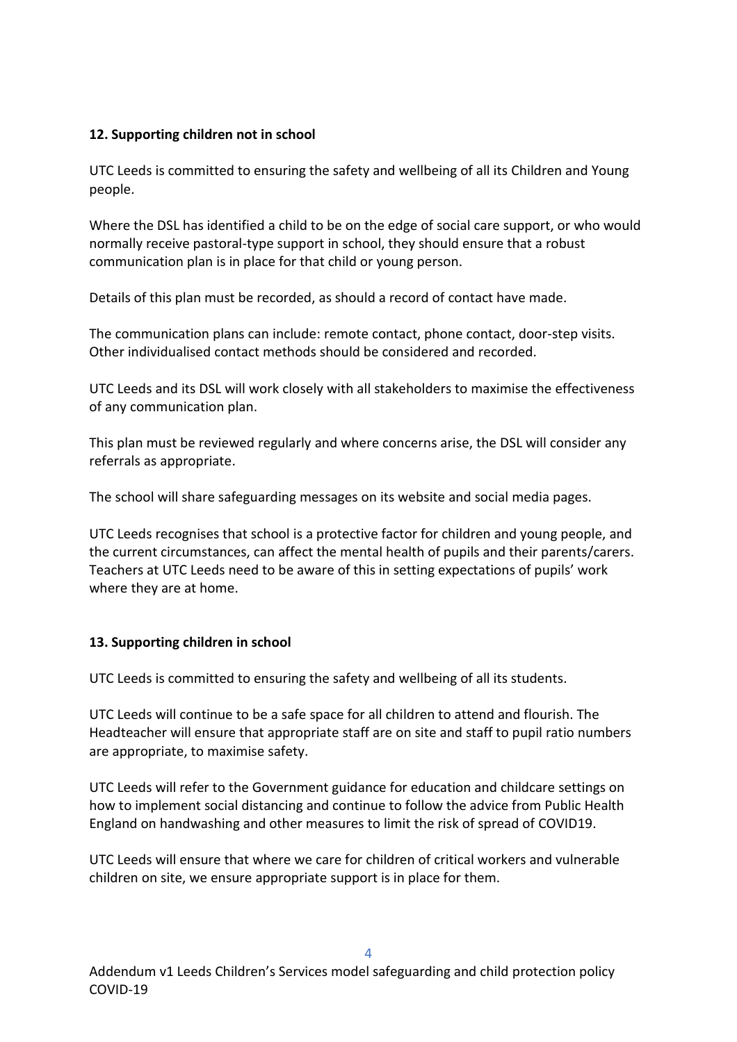**12. Supporting children not in school**

UTC Leeds is committed to ensuring the safety and wellbeing of all its Children and Young people.

Where the DSL has identified a child to be on the edge of social care support, or who would normally receive pastoral-type support in school, they should ensure that a robust communication plan is in place for that child or young person.

Details of this plan must be recorded, as should a record of contact have made.

The communication plans can include: remote contact, phone contact, door-step visits. Other individualised contact methods should be considered and recorded.

UTC Leeds and its DSL will work closely with all stakeholders to maximise the effectiveness of any communication plan.

This plan must be reviewed regularly and where concerns arise, the DSL will consider any referrals as appropriate.

The school will share safeguarding messages on its website and social media pages.

UTC Leeds recognises that school is a protective factor for children and young people, and the current circumstances, can affect the mental health of pupils and their parents/carers. Teachers at UTC Leeds need to be aware of this in setting expectations of pupils' work where they are at home.

**13. Supporting children in school**

UTC Leeds is committed to ensuring the safety and wellbeing of all its students.

UTC Leeds will continue to be a safe space for all children to attend and flourish. The Headteacher will ensure that appropriate staff are on site and staff to pupil ratio numbers are appropriate, to maximise safety.

UTC Leeds will refer to the Government guidance for education and childcare settings on how to implement social distancing and continue to follow the advice from Public Health England on handwashing and other measures to limit the risk of spread of COVID19.

UTC Leeds will ensure that where we care for children of critical workers and vulnerable children on site, we ensure appropriate support is in place for them.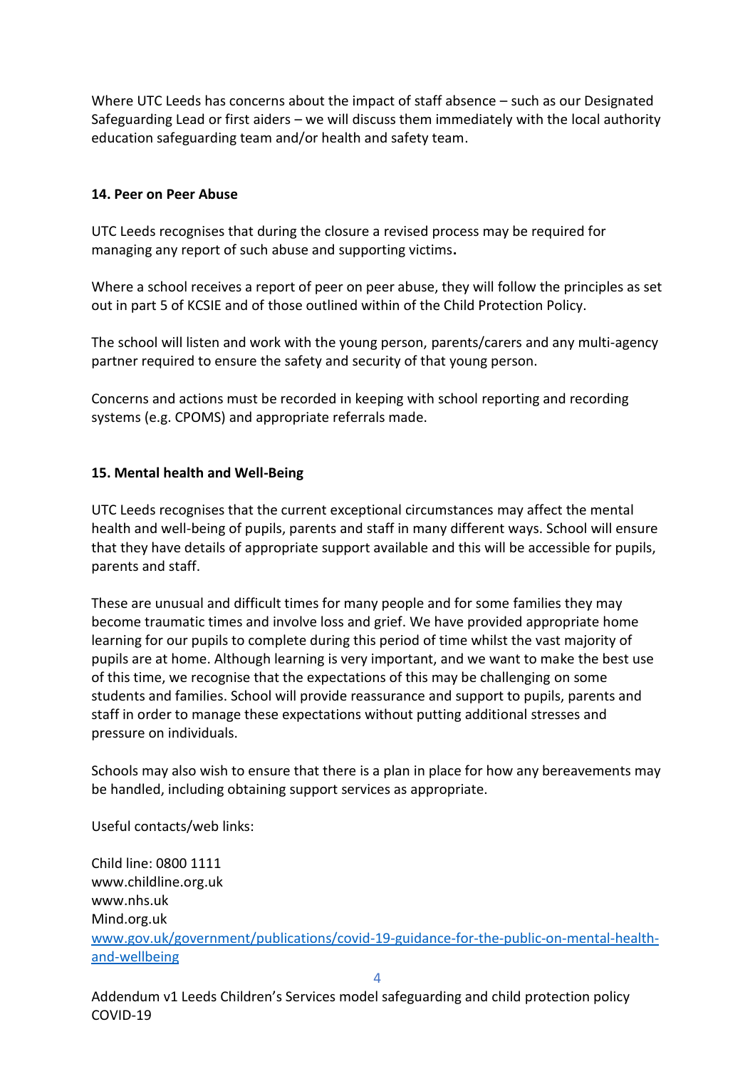Where UTC Leeds has concerns about the impact of staff absence – such as our Designated Safeguarding Lead or first aiders – we will discuss them immediately with the local authority education safeguarding team and/or health and safety team.

**14. Peer on Peer Abuse**

UTC Leeds recognises that during the closure a revised process may be required for managing any report of such abuse and supporting victims**.**

Where a school receives a report of peer on peer abuse, they will follow the principles as set out in part 5 of KCSIE and of those outlined within of the Child Protection Policy.

The school will listen and work with the young person, parents/carers and any multi-agency partner required to ensure the safety and security of that young person.

Concerns and actions must be recorded in keeping with school reporting and recording systems (e.g. CPOMS) and appropriate referrals made.

**15. Mental health and Well-Being**

UTC Leeds recognises that the current exceptional circumstances may affect the mental health and well-being of pupils, parents and staff in many different ways. School will ensure that they have details of appropriate support available and this will be accessible for pupils, parents and staff.

These are unusual and difficult times for many people and for some families they may become traumatic times and involve loss and grief. We have provided appropriate home learning for our pupils to complete during this period of time whilst the vast majority of pupils are at home. Although learning is very important, and we want to make the best use of this time, we recognise that the expectations of this may be challenging on some students and families. School will provide reassurance and support to pupils, parents and staff in order to manage these expectations without putting additional stresses and pressure on individuals.

Schools may also wish to ensure that there is a plan in place for how any bereavements may be handled, including obtaining support services as appropriate.

Useful contacts/web links:

Child line: 0800 1111
www.childline.org.uk
www.nhs.uk
Mind.org.uk
[www.gov.uk/government/publications/covid-19-guidance-for-the-public-on-mental-health-and-wellbeing](www.gov.uk/government/publications/covid-19-guidance-for-the-public-on-mental-health-and-wellbeing)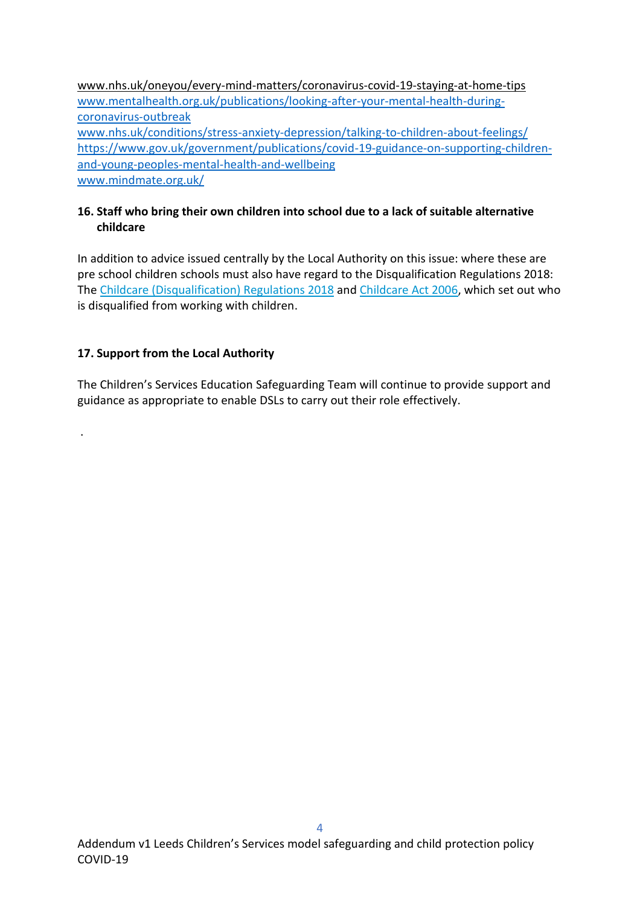www.nhs.uk/oneyou/every-mind-matters/coronavirus-covid-19-staying-at-home-tips
www.mentalhealth.org.uk/publications/looking-after-your-mental-health-during-coronavirus-outbreak
www.nhs.uk/conditions/stress-anxiety-depression/talking-to-children-about-feelings/
https://www.gov.uk/government/publications/covid-19-guidance-on-supporting-children-and-young-peoples-mental-health-and-wellbeing
www.mindmate.org.uk/

**16. Staff who bring their own children into school due to a lack of suitable alternative childcare**

In addition to advice issued centrally by the Local Authority on this issue: where these are pre school children schools must also have regard to the Disqualification Regulations 2018: The Childcare (Disqualification) Regulations 2018 and Childcare Act 2006, which set out who is disqualified from working with children.

**17. Support from the Local Authority**

The Children's Services Education Safeguarding Team will continue to provide support and guidance as appropriate to enable DSLs to carry out their role effectively.

.